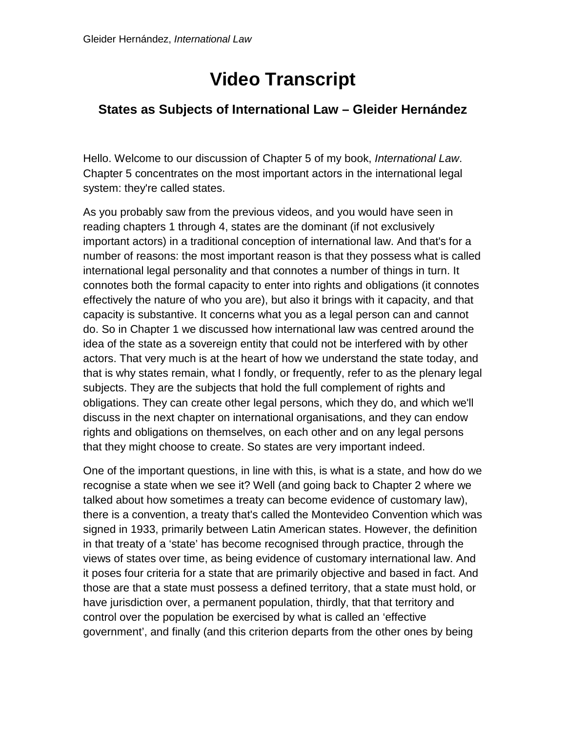# Video Transcript

## States as Subjects of International Law – Gleider Hernández

Hello. Welcome to our discussion of Chapter 5 of my book, *International Law*. Chapter 5 concentrates on the most important actors in the international legal system: they're called states.

As you probably saw from the previous videos, and you would have seen in reading chapters 1 through 4, states are the dominant (if not exclusively important actors) in a traditional conception of international law. And that's for a number of reasons: the most important reason is that they possess what is called international legal personality and that connotes a number of things in turn. It connotes both the formal capacity to enter into rights and obligations (it connotes effectively the nature of who you are), but also it brings with it capacity, and that capacity is substantive. It concerns what you as a legal person can and cannot do. So in Chapter 1 we discussed how international law was centred around the idea of the state as a sovereign entity that could not be interfered with by other actors. That very much is at the heart of how we understand the state today, and that is why states remain, what I fondly, or frequently, refer to as the plenary legal subjects. They are the subjects that hold the full complement of rights and obligations. They can create other legal persons, which they do, and which we'll discuss in the next chapter on international organisations, and they can endow rights and obligations on themselves, on each other and on any legal persons that they might choose to create. So states are very important indeed.

One of the important questions, in line with this, is what is a state, and how do we recognise a state when we see it? Well (and going back to Chapter 2 where we talked about how sometimes a treaty can become evidence of customary law), there is a convention, a treaty that's called the Montevideo Convention which was signed in 1933, primarily between Latin American states. However, the definition in that treaty of a 'state' has become recognised through practice, through the views of states over time, as being evidence of customary international law. And it poses four criteria for a state that are primarily objective and based in fact. And those are that a state must possess a defined territory, that a state must hold, or have jurisdiction over, a permanent population, thirdly, that that territory and control over the population be exercised by what is called an 'effective government', and finally (and this criterion departs from the other ones by being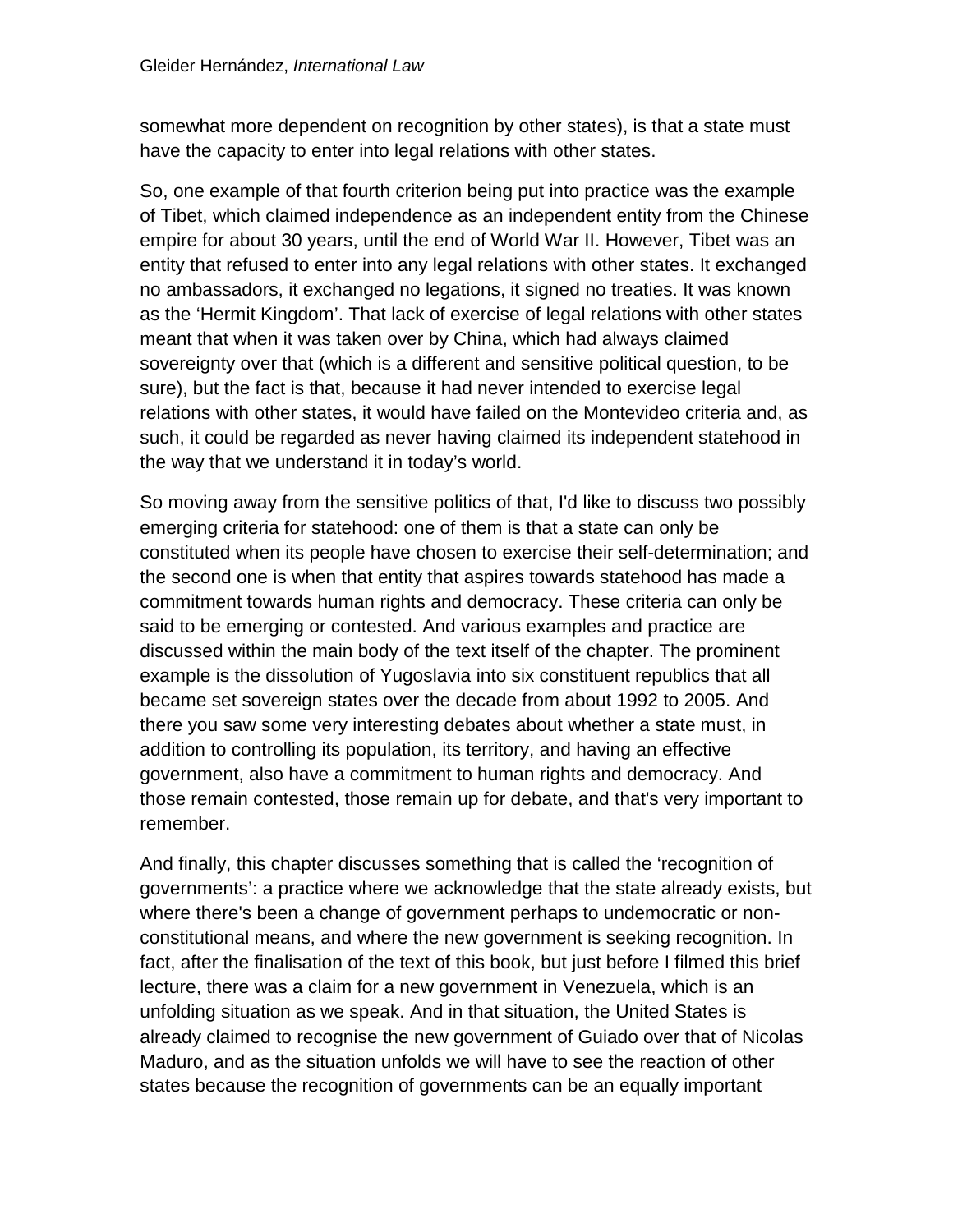somewhat more dependent on recognition by other states), is that a state must have the capacity to enter into legal relations with other states.

So, one example of that fourth criterion being put into practice was the example of Tibet, which claimed independence as an independent entity from the Chinese empire for about 30 years, until the end of World War II. However, Tibet was an entity that refused to enter into any legal relations with other states. It exchanged no ambassadors, it exchanged no legations, it signed no treaties. It was known as the 'Hermit Kingdom'. That lack of exercise of legal relations with other states meant that when it was taken over by China, which had always claimed sovereignty over that (which is a different and sensitive political question, to be sure), but the fact is that, because it had never intended to exercise legal relations with other states, it would have failed on the Montevideo criteria and, as such, it could be regarded as never having claimed its independent statehood in the way that we understand it in today's world.

So moving away from the sensitive politics of that, I'd like to discuss two possibly emerging criteria for statehood: one of them is that a state can only be constituted when its people have chosen to exercise their self-determination; and the second one is when that entity that aspires towards statehood has made a commitment towards human rights and democracy. These criteria can only be said to be emerging or contested. And various examples and practice are discussed within the main body of the text itself of the chapter. The prominent example is the dissolution of Yugoslavia into six constituent republics that all became set sovereign states over the decade from about 1992 to 2005. And there you saw some very interesting debates about whether a state must, in addition to controlling its population, its territory, and having an effective government, also have a commitment to human rights and democracy. And those remain contested, those remain up for debate, and that's very important to remember.

And finally, this chapter discusses something that is called the 'recognition of governments': a practice where we acknowledge that the state already exists, but where there's been a change of government perhaps to undemocratic or non-constitutional means, and where the new government is seeking recognition. In fact, after the finalisation of the text of this book, but just before I filmed this brief lecture, there was a claim for a new government in Venezuela, which is an unfolding situation as we speak. And in that situation, the United States is already claimed to recognise the new government of Guiado over that of Nicolas Maduro, and as the situation unfolds we will have to see the reaction of other states because the recognition of governments can be an equally important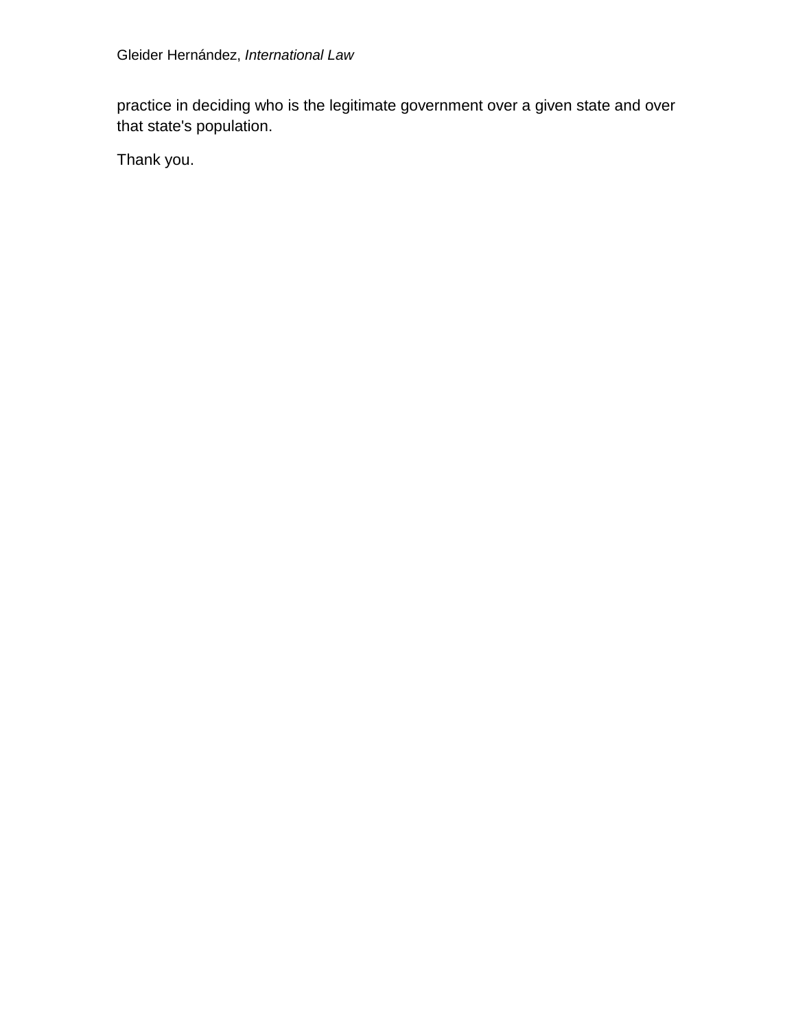practice in deciding who is the legitimate government over a given state and over that state's population.

Thank you.